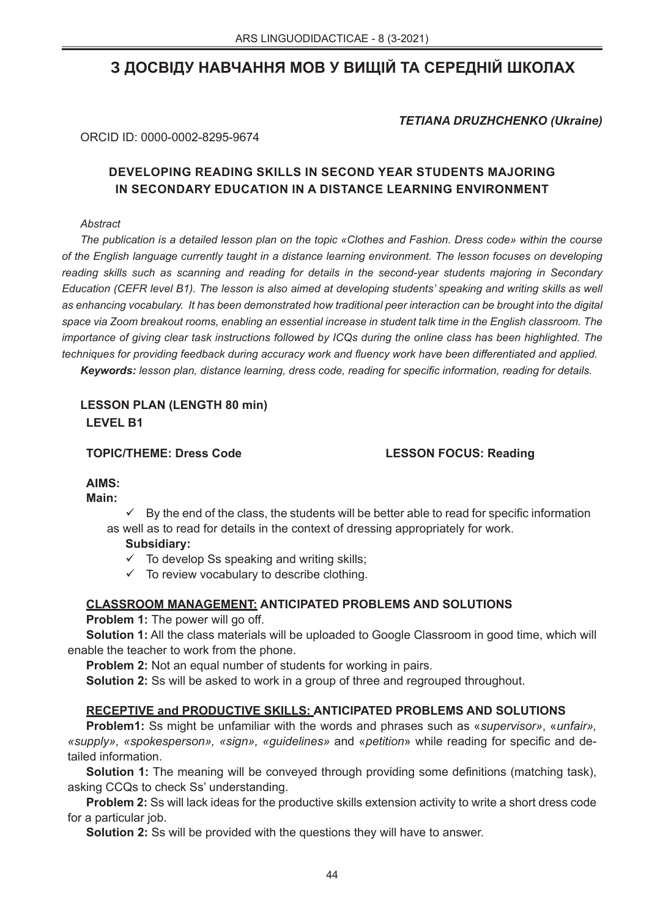# З ДОСВІДУ НАВЧАННЯ МОВ У ВИЩІЙ ТА СЕРЕДНІЙ ШКОЛАХ

***TETIANA DRUZHCHENKO (Ukraine)***

ORCID ID: 0000-0002-8295-9674

## DEVELOPING READING SKILLS IN SECOND YEAR STUDENTS MAJORING IN SECONDARY EDUCATION IN A DISTANCE LEARNING ENVIRONMENT

*Abstract*

*The publication is a detailed lesson plan on the topic «Clothes and Fashion. Dress code» within the course of the English language currently taught in a distance learning environment. The lesson focuses on developing reading skills such as scanning and reading for details in the second-year students majoring in Secondary Education (CEFR level B1). The lesson is also aimed at developing students' speaking and writing skills as well as enhancing vocabulary. It has been demonstrated how traditional peer interaction can be brought into the digital space via Zoom breakout rooms, enabling an essential increase in student talk time in the English classroom. The importance of giving clear task instructions followed by ICQs during the online class has been highlighted. The techniques for providing feedback during accuracy work and fluency work have been differentiated and applied.*

***Keywords:*** *lesson plan, distance learning, dress code, reading for specific information, reading for details.*

**LESSON PLAN (LENGTH 80 min)**
**LEVEL B1**

**TOPIC/THEME: Dress Code** **LESSON FOCUS: Reading**

**AIMS:**

**Main:**

- ✓ By the end of the class, the students will be better able to read for specific information as well as to read for details in the context of dressing appropriately for work.

**Subsidiary:**

- ✓ To develop Ss speaking and writing skills;
- ✓ To review vocabulary to describe clothing.

**CLASSROOM MANAGEMENT: ANTICIPATED PROBLEMS AND SOLUTIONS**

**Problem 1:** The power will go off.

**Solution 1:** All the class materials will be uploaded to Google Classroom in good time, which will enable the teacher to work from the phone.

**Problem 2:** Not an equal number of students for working in pairs.

**Solution 2:** Ss will be asked to work in a group of three and regrouped throughout.

**RECEPTIVE and PRODUCTIVE SKILLS: ANTICIPATED PROBLEMS AND SOLUTIONS**

**Problem1:** Ss might be unfamiliar with the words and phrases such as «*supervisor*», «*unfair», «supply», «spokesperson», «sign», «guidelines»* and «*petition*» while reading for specific and detailed information.

**Solution 1:** The meaning will be conveyed through providing some definitions (matching task), asking CCQs to check Ss' understanding.

**Problem 2:** Ss will lack ideas for the productive skills extension activity to write a short dress code for a particular job.

**Solution 2:** Ss will be provided with the questions they will have to answer.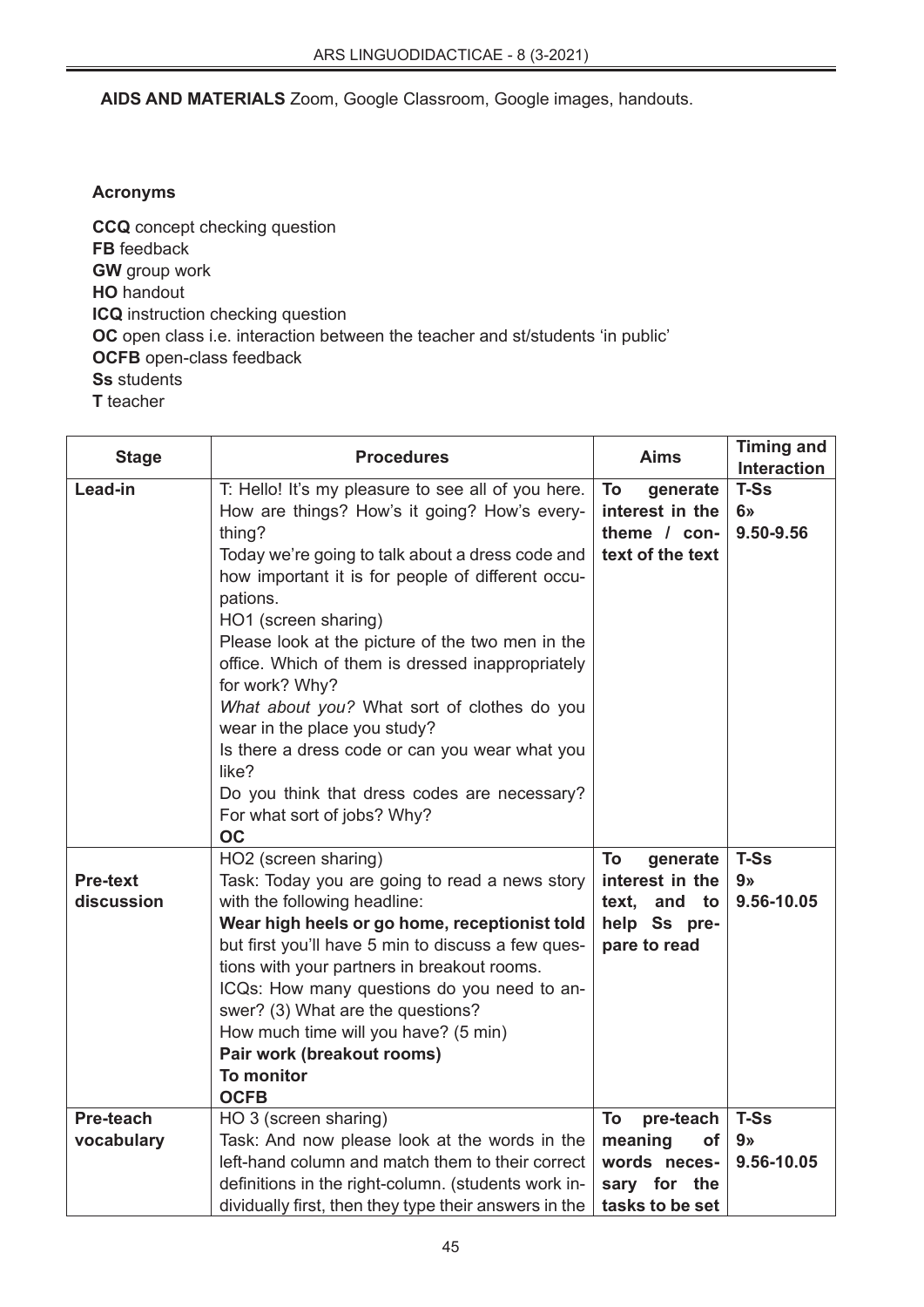**AIDS AND MATERIALS** Zoom, Google Classroom, Google images, handouts.

**Acronyms**

**CCQ** concept checking question
**FB** feedback
**GW** group work
**HO** handout
**ICQ** instruction checking question
**OC** open class i.e. interaction between the teacher and st/students 'in public'
**OCFB** open-class feedback
**Ss** students
**T** teacher

| Stage | Procedures | Aims | Timing and Interaction |
|---|---|---|---|
| **Lead-in** | T: Hello! It's my pleasure to see all of you here. How are things? How's it going? How's everything?<br>Today we're going to talk about a dress code and how important it is for people of different occupations.<br>HO1 (screen sharing)<br>Please look at the picture of the two men in the office. Which of them is dressed inappropriately for work? Why?<br>*What about you?* What sort of clothes do you wear in the place you study?<br>Is there a dress code or can you wear what you like?<br>Do you think that dress codes are necessary? For what sort of jobs? Why?<br>**OC** | **To generate interest in the theme / context of the text** | **T-Ss<br>6»<br>9.50-9.56** |
| **Pre-text discussion** | HO2 (screen sharing)<br>Task: Today you are going to read a news story with the following headline:<br>**Wear high heels or go home, receptionist told** but first you'll have 5 min to discuss a few questions with your partners in breakout rooms.<br>ICQs: How many questions do you need to answer? (3) What are the questions?<br>How much time will you have? (5 min)<br>**Pair work (breakout rooms)**<br>**To monitor**<br>**OCFB** | **To generate interest in the text, and to help Ss prepare to read** | **T-Ss<br>9»<br>9.56-10.05** |
| **Pre-teach vocabulary** | HO 3 (screen sharing)<br>Task: And now please look at the words in the left-hand column and match them to their correct definitions in the right-column. (students work individually first, then they type their answers in the | **To pre-teach meaning of words necessary for the tasks to be set** | **T-Ss<br>9»<br>9.56-10.05** |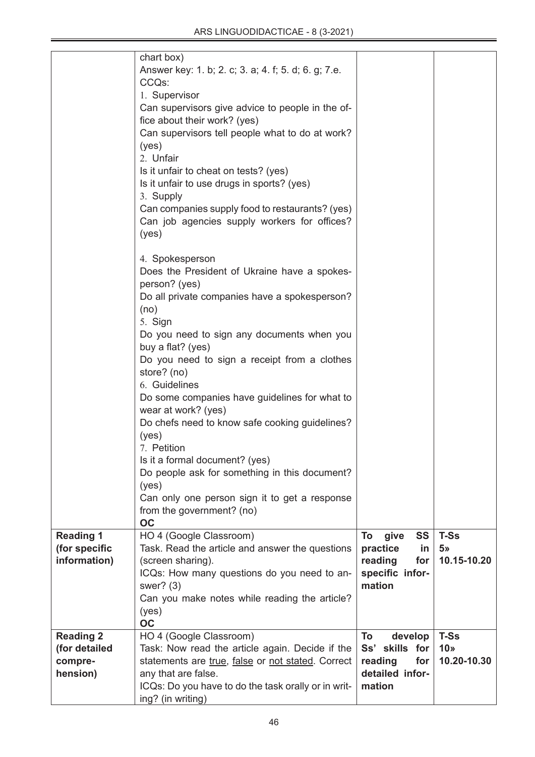| | | | |
|---|---|---|---|
| | chart box)<br>Answer key: 1. b; 2. c; 3. a; 4. f; 5. d; 6. g; 7.e.<br>CCQs:<br>1. Supervisor<br>Can supervisors give advice to people in the office about their work? (yes)<br>Can supervisors tell people what to do at work? (yes)<br>2. Unfair<br>Is it unfair to cheat on tests? (yes)<br>Is it unfair to use drugs in sports? (yes)<br>3. Supply<br>Can companies supply food to restaurants? (yes)<br>Can job agencies supply workers for offices? (yes)<br><br>4. Spokesperson<br>Does the President of Ukraine have a spokesperson? (yes)<br>Do all private companies have a spokesperson? (no)<br>5. Sign<br>Do you need to sign any documents when you buy a flat? (yes)<br>Do you need to sign a receipt from a clothes store? (no)<br>6. Guidelines<br>Do some companies have guidelines for what to wear at work? (yes)<br>Do chefs need to know safe cooking guidelines? (yes)<br>7. Petition<br>Is it a formal document? (yes)<br>Do people ask for something in this document? (yes)<br>Can only one person sign it to get a response from the government? (no)<br>**OC** | | |
| **Reading 1 (for specific information)** | HO 4 (Google Classroom)<br>Task. Read the article and answer the questions (screen sharing).<br>ICQs: How many questions do you need to answer? (3)<br>Can you make notes while reading the article? (yes)<br>**OC** | **To give SS practice in reading for specific information** | **T-Ss 5» 10.15-10.20** |
| **Reading 2 (for detailed comprehension)** | HO 4 (Google Classroom)<br>Task: Now read the article again. Decide if the statements are <u>true</u>, <u>false</u> or <u>not stated</u>. Correct any that are false.<br>ICQs: Do you have to do the task orally or in writing? (in writing) | **To develop Ss' skills for reading for detailed information** | **T-Ss 10» 10.20-10.30** |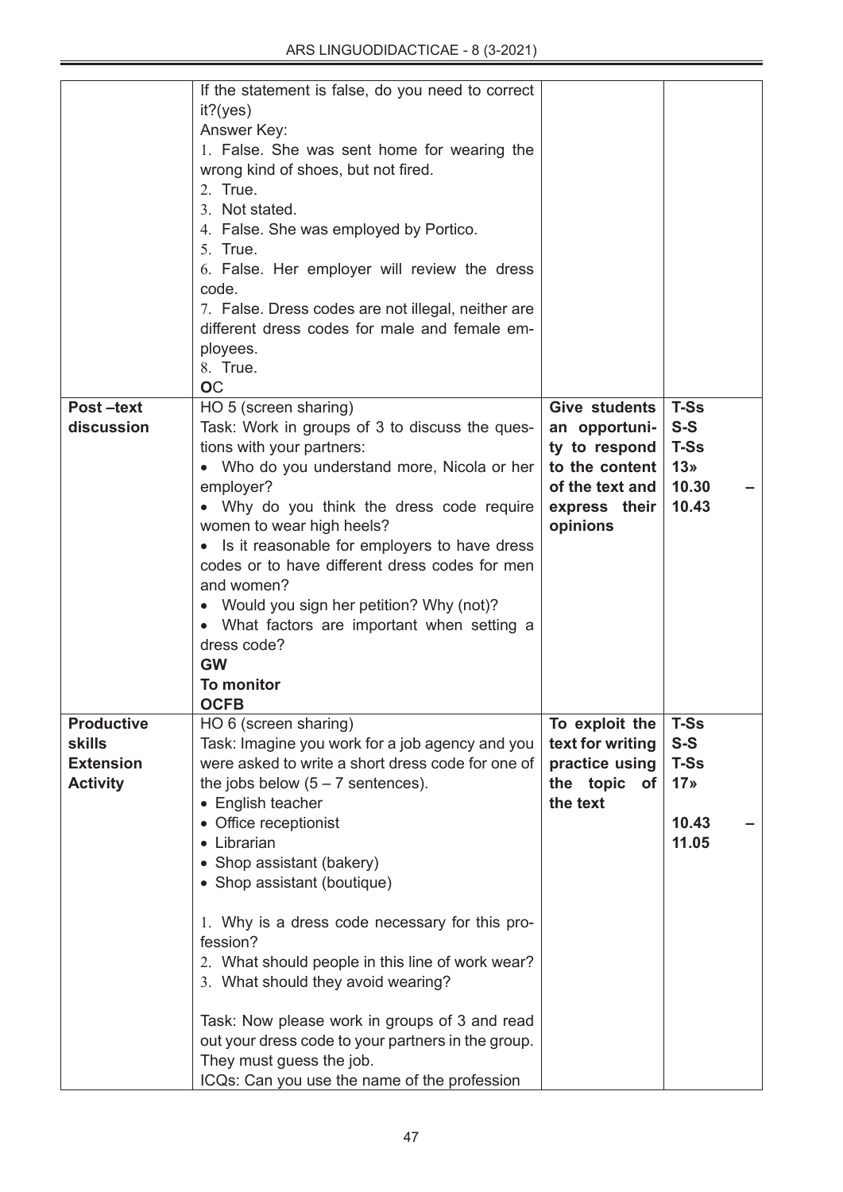| | | | |
|---|---|---|---|
| | If the statement is false, do you need to correct it?(yes)<br>Answer Key:<br>1. False. She was sent home for wearing the wrong kind of shoes, but not fired.<br>2. True.<br>3. Not stated.<br>4. False. She was employed by Portico.<br>5. True.<br>6. False. Her employer will review the dress code.<br>7. False. Dress codes are not illegal, neither are different dress codes for male and female employees.<br>8. True.<br>**O**C | | |
| **Post –text discussion** | HO 5 (screen sharing)<br>Task: Work in groups of 3 to discuss the questions with your partners:<br>• Who do you understand more, Nicola or her employer?<br>• Why do you think the dress code require women to wear high heels?<br>• Is it reasonable for employers to have dress codes or to have different dress codes for men and women?<br>• Would you sign her petition? Why (not)?<br>• What factors are important when setting a dress code?<br>**GW**<br>**To monitor**<br>**OCFB** | **Give students an opportunity to respond to the content of the text and express their opinions** | **T-Ss**<br>**S-S**<br>**T-Ss**<br>**13»**<br>**10.30 – 10.43** |
| **Productive skills Extension Activity** | HO 6 (screen sharing)<br>Task: Imagine you work for a job agency and you were asked to write a short dress code for one of the jobs below (5 – 7 sentences).<br>• English teacher<br>• Office receptionist<br>• Librarian<br>• Shop assistant (bakery)<br>• Shop assistant (boutique)<br><br>1. Why is a dress code necessary for this profession?<br>2. What should people in this line of work wear?<br>3. What should they avoid wearing?<br><br>Task: Now please work in groups of 3 and read out your dress code to your partners in the group. They must guess the job.<br>ICQs: Can you use the name of the profession | **To exploit the text for writing practice using the topic of the text** | **T-Ss**<br>**S-S**<br>**T-Ss**<br>**17»**<br><br>**10.43 – 11.05** |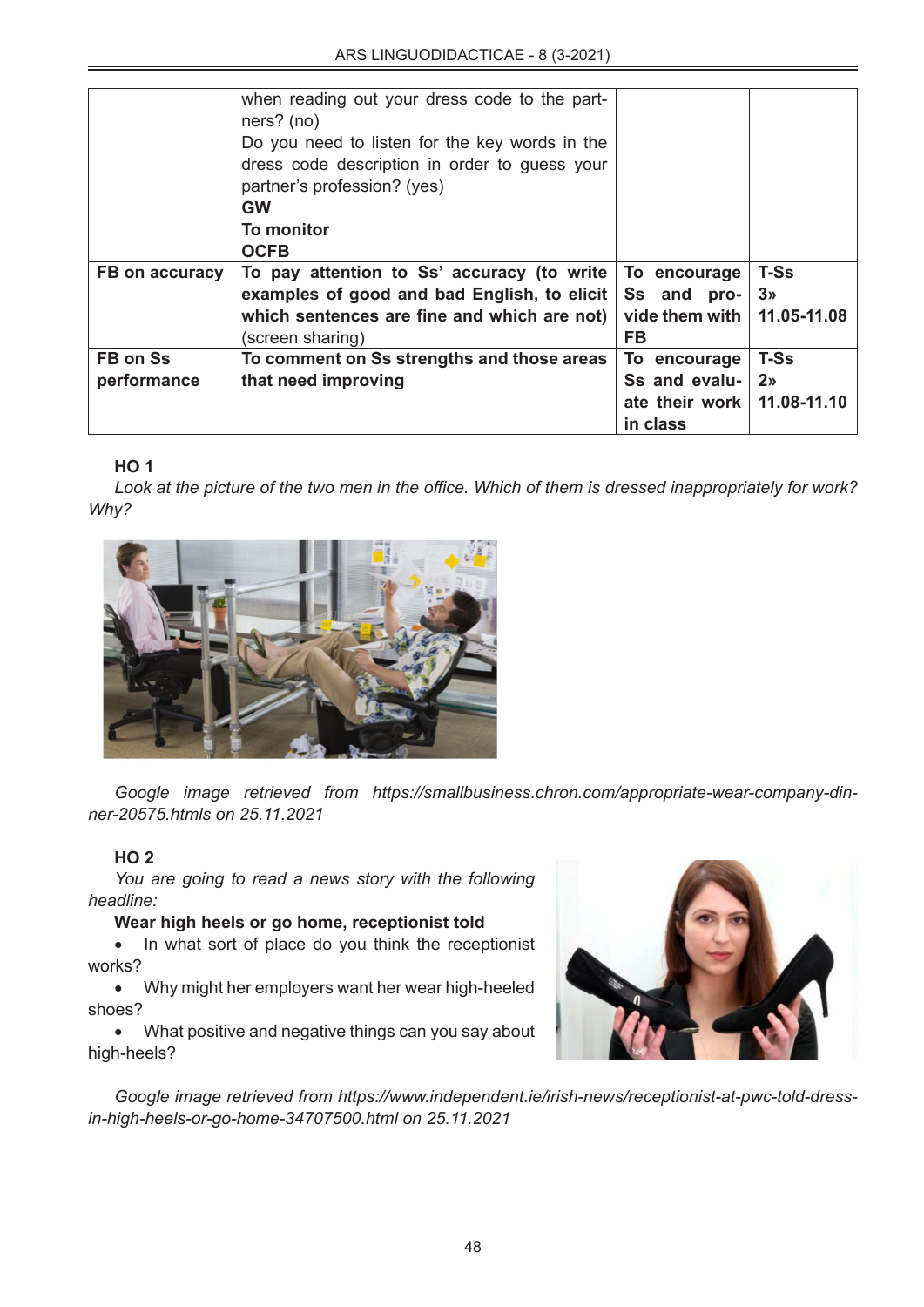| | when reading out your dress code to the partners? (no)<br>Do you need to listen for the key words in the dress code description in order to guess your partner's profession? (yes)<br>**GW**<br>**To monitor**<br>**OCFB** | | |
|---|---|---|---|
| **FB on accuracy** | **To pay attention to Ss' accuracy (to write examples of good and bad English, to elicit which sentences are fine and which are not)** (screen sharing) | **To encourage Ss and provide them with FB** | **T-Ss**<br>**3»**<br>**11.05-11.08** |
| **FB on Ss performance** | **To comment on Ss strengths and those areas that need improving** | **To encourage Ss and evaluate their work in class** | **T-Ss**<br>**2»**<br>**11.08-11.10** |

**HO 1**

*Look at the picture of the two men in the office. Which of them is dressed inappropriately for work? Why?*

*Google image retrieved from https://smallbusiness.chron.com/appropriate-wear-company-dinner-20575.htmls on 25.11.2021*

**HO 2**

*You are going to read a news story with the following headline:*

**Wear high heels or go home, receptionist told**

- In what sort of place do you think the receptionist works?
- Why might her employers want her wear high-heeled shoes?
- What positive and negative things can you say about high-heels?

*Google image retrieved from https://www.independent.ie/irish-news/receptionist-at-pwc-told-dress-in-high-heels-or-go-home-34707500.html on 25.11.2021*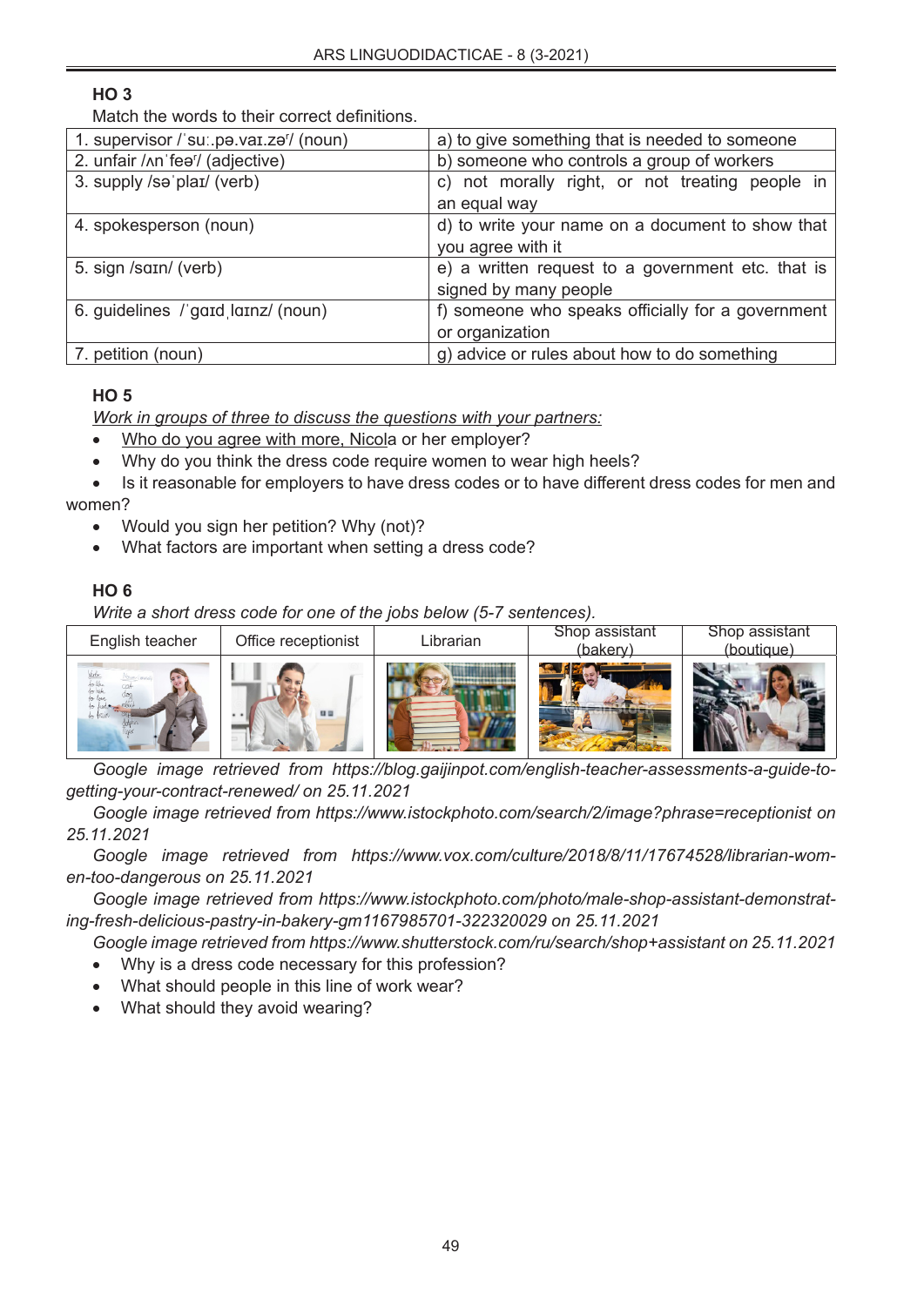### HO 3

Match the words to their correct definitions.

| | |
|---|---|
| 1. supervisor /ˈsuː.pə.vaɪ.zəʳ/ (noun) | a) to give something that is needed to someone |
| 2. unfair /ʌnˈfeəʳ/ (adjective) | b) someone who controls a group of workers |
| 3. supply /səˈplaɪ/ (verb) | c) not morally right, or not treating people in an equal way |
| 4. spokesperson (noun) | d) to write your name on a document to show that you agree with it |
| 5. sign /saɪn/ (verb) | e) a written request to a government etc. that is signed by many people |
| 6. guidelines /ˈgaɪdˌlaɪnz/ (noun) | f) someone who speaks officially for a government or organization |
| 7. petition (noun) | g) advice or rules about how to do something |

### HO 5

*Work in groups of three to discuss the questions with your partners:*

- Who do you agree with more, Nicola or her employer?
- Why do you think the dress code require women to wear high heels?
- Is it reasonable for employers to have dress codes or to have different dress codes for men and women?
- Would you sign her petition? Why (not)?
- What factors are important when setting a dress code?

### HO 6

*Write a short dress code for one of the jobs below (5-7 sentences).*

| English teacher | Office receptionist | Librarian | Shop assistant (bakery) | Shop assistant (boutique) |
|---|---|---|---|---|
| | | | | |

*Google image retrieved from https://blog.gaijinpot.com/english-teacher-assessments-a-guide-to-getting-your-contract-renewed/ on 25.11.2021*

*Google image retrieved from https://www.istockphoto.com/search/2/image?phrase=receptionist on 25.11.2021*

*Google image retrieved from https://www.vox.com/culture/2018/8/11/17674528/librarian-women-too-dangerous on 25.11.2021*

*Google image retrieved from https://www.istockphoto.com/photo/male-shop-assistant-demonstrating-fresh-delicious-pastry-in-bakery-gm1167985701-322320029 on 25.11.2021*

*Google image retrieved from https://www.shutterstock.com/ru/search/shop+assistant on 25.11.2021*

- Why is a dress code necessary for this profession?
- What should people in this line of work wear?
- What should they avoid wearing?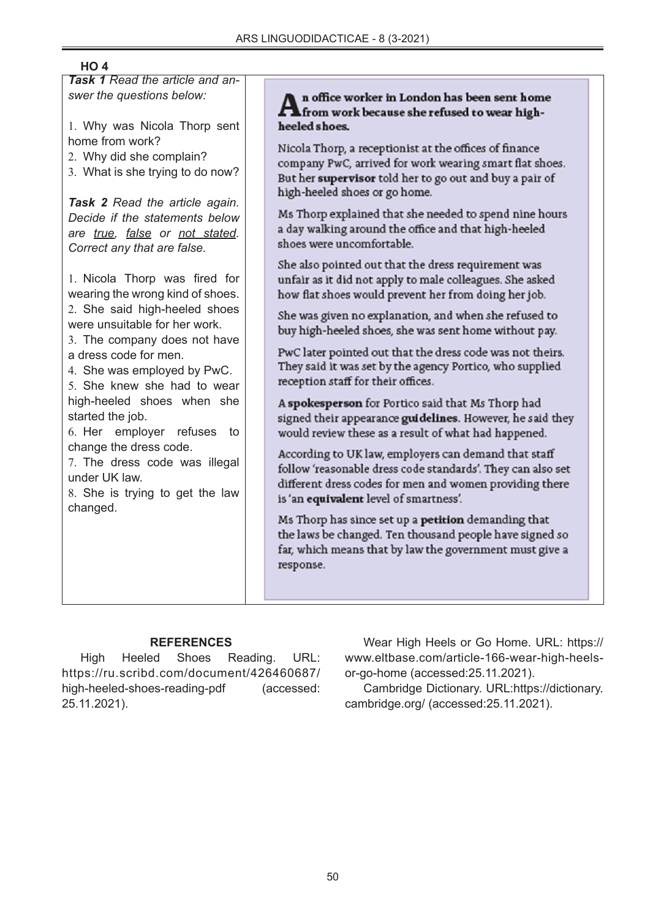**HO 4**

***Task 1*** *Read the article and answer the questions below:*

1. Why was Nicola Thorp sent home from work?
2. Why did she complain?
3. What is she trying to do now?

***Task 2*** *Read the article again. Decide if the statements below are true, false or not stated. Correct any that are false.*

1. Nicola Thorp was fired for wearing the wrong kind of shoes.
2. She said high-heeled shoes were unsuitable for her work.
3. The company does not have a dress code for men.
4. She was employed by PwC.
5. She knew she had to wear high-heeled shoes when she started the job.
6. Her employer refuses to change the dress code.
7. The dress code was illegal under UK law.
8. She is trying to get the law changed.

**An office worker in London has been sent home from work because she refused to wear high-heeled shoes.**

Nicola Thorp, a receptionist at the offices of finance company PwC, arrived for work wearing smart flat shoes. But her **supervisor** told her to go out and buy a pair of high-heeled shoes or go home.

Ms Thorp explained that she needed to spend nine hours a day walking around the office and that high-heeled shoes were uncomfortable.

She also pointed out that the dress requirement was unfair as it did not apply to male colleagues. She asked how flat shoes would prevent her from doing her job.

She was given no explanation, and when she refused to buy high-heeled shoes, she was sent home without pay.

PwC later pointed out that the dress code was not theirs. They said it was set by the agency Portico, who supplied reception staff for their offices.

A **spokesperson** for Portico said that Ms Thorp had signed their appearance **guidelines**. However, he said they would review these as a result of what had happened.

According to UK law, employers can demand that staff follow 'reasonable dress code standards'. They can also set different dress codes for men and women providing there is 'an **equivalent** level of smartness'.

Ms Thorp has since set up a **petition** demanding that the laws be changed. Ten thousand people have signed so far, which means that by law the government must give a response.

## REFERENCES

High Heeled Shoes Reading. URL: https://ru.scribd.com/document/426460687/high-heeled-shoes-reading-pdf (accessed: 25.11.2021).

Wear High Heels or Go Home. URL: https://www.eltbase.com/article-166-wear-high-heels-or-go-home (accessed:25.11.2021).

Cambridge Dictionary. URL:https://dictionary.cambridge.org/ (accessed:25.11.2021).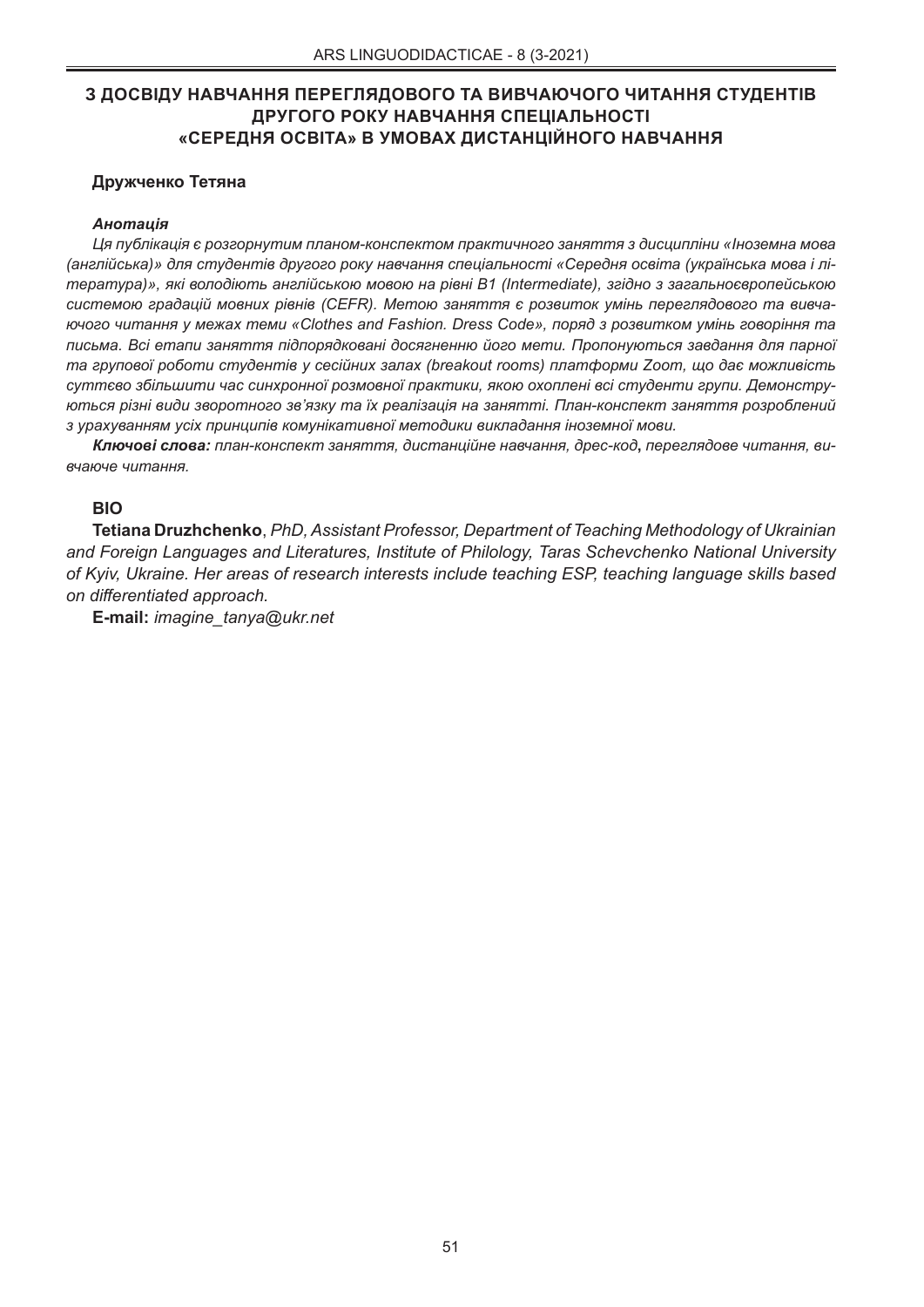## З ДОСВІДУ НАВЧАННЯ ПЕРЕГЛЯДОВОГО ТА ВИВЧАЮЧОГО ЧИТАННЯ СТУДЕНТІВ ДРУГОГО РОКУ НАВЧАННЯ СПЕЦІАЛЬНОСТІ «СЕРЕДНЯ ОСВІТА» В УМОВАХ ДИСТАНЦІЙНОГО НАВЧАННЯ

**Дружченко Тетяна**

***Анотація***

*Ця публікація є розгорнутим планом-конспектом практичного заняття з дисципліни «Іноземна мова (англійська)» для студентів другого року навчання спеціальності «Середня освіта (українська мова і література)», які володіють англійською мовою на рівні B1 (Intermediate), згідно з загальноєвропейською системою градацій мовних рівнів (CEFR). Метою заняття є розвиток умінь переглядового та вивчаючого читання у межах теми «Clothes and Fashion. Dress Code», поряд з розвитком умінь говоріння та письма. Всі етапи заняття підпорядковані досягненню його мети. Пропонуються завдання для парної та групової роботи студентів у сесійних залах (breakout rooms) платформи Zoom, що дає можливість суттєво збільшити час синхронної розмовної практики, якою охоплені всі студенти групи. Демонструються різні види зворотного зв'язку та їх реалізація на занятті. План-конспект заняття розроблений з урахуванням усіх принципів комунікативної методики викладання іноземної мови.*

***Ключові слова:*** *план-конспект заняття, дистанційне навчання, дрес-код*, *переглядове читання, вивчаюче читання.*

### BIO

**Tetiana Druzhchenko**, *PhD, Assistant Professor, Department of Teaching Methodology of Ukrainian and Foreign Languages and Literatures, Institute of Philology, Taras Schevchenko National University of Kyiv, Ukraine. Her areas of research interests include teaching ESP, teaching language skills based on differentiated approach.*

**E-mail:** *imagine_tanya@ukr.net*